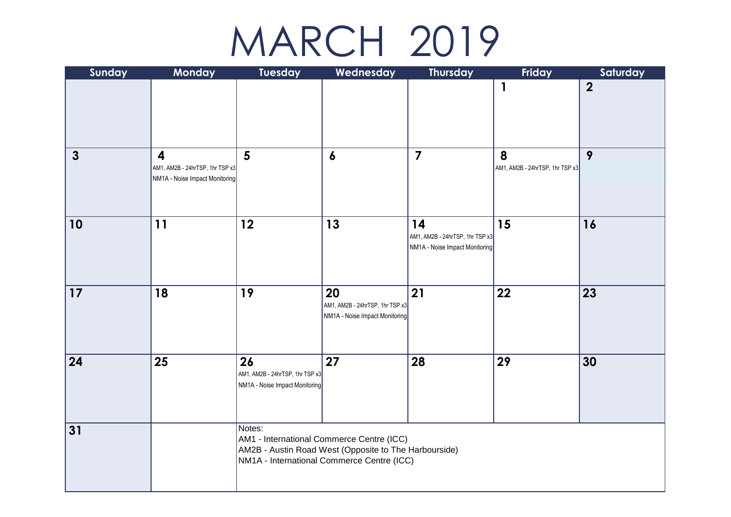# MARCH 2019

| Sunday | Monday | Tuesday | Wednesday | Thursday | Friday | Saturday |
|---|---|---|---|---|---|---|
| | | | | | 1 | 2 |
| 3 | 4<br>AM1, AM2B - 24hrTSP, 1hr TSP x3<br>NM1A - Noise Impact Monitoring | 5 | 6 | 7 | 8<br>AM1, AM2B - 24hrTSP, 1hr TSP x3 | 9 |
| 10 | 11 | 12 | 13 | 14<br>AM1, AM2B - 24hrTSP, 1hr TSP x3<br>NM1A - Noise Impact Monitoring | 15 | 16 |
| 17 | 18 | 19 | 20<br>AM1, AM2B - 24hrTSP, 1hr TSP x3<br>NM1A - Noise Impact Monitoring | 21 | 22 | 23 |
| 24 | 25 | 26<br>AM1, AM2B - 24hrTSP, 1hr TSP x3<br>NM1A - Noise Impact Monitoring | 27 | 28 | 29 | 30 |
| 31 | | Notes:<br>AM1 - International Commerce Centre (ICC)<br>AM2B - Austin Road West (Opposite to The Harbourside)<br>NM1A - International Commerce Centre (ICC) | | | | |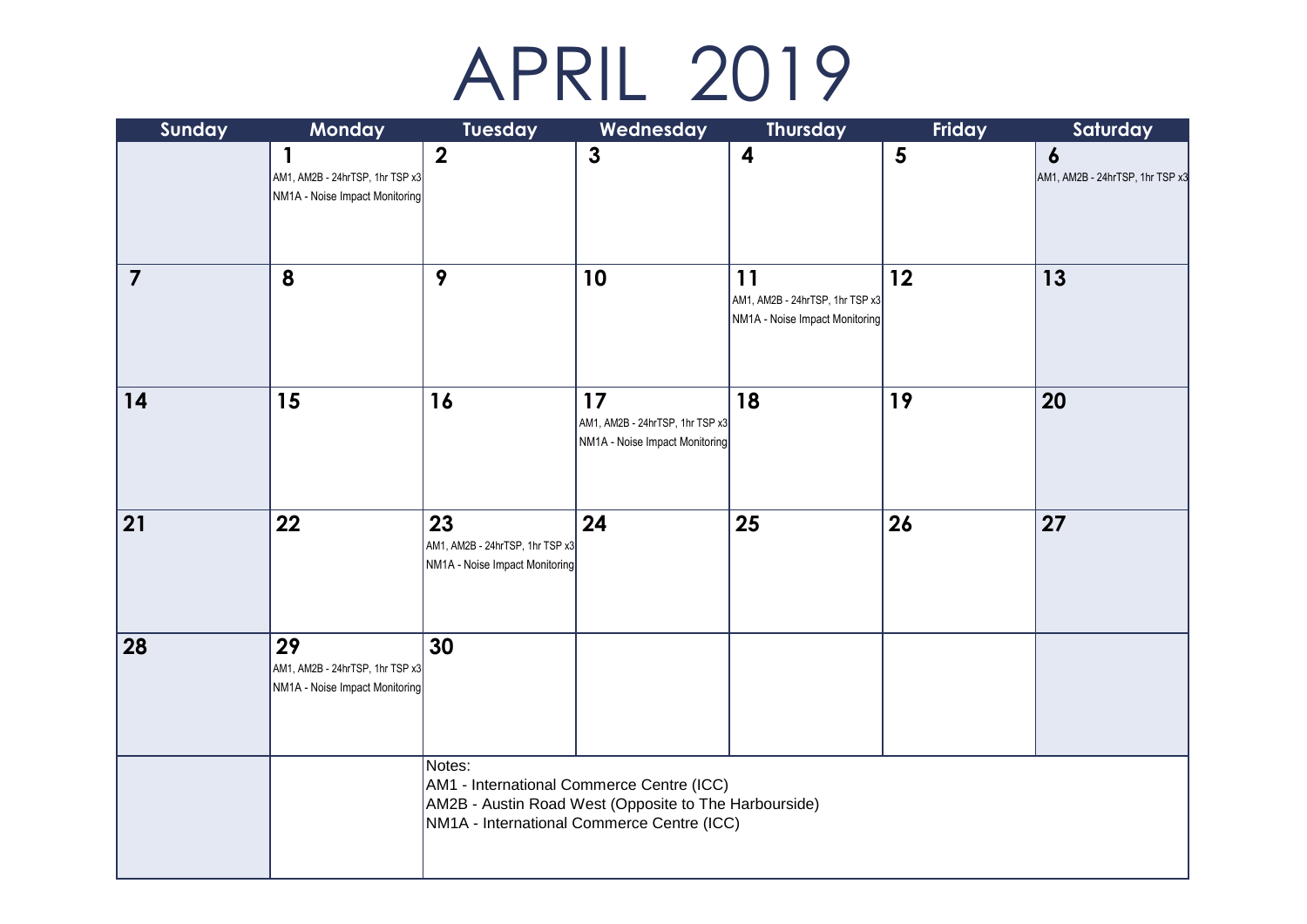# APRIL 2019

| Sunday | Monday | Tuesday | Wednesday | Thursday | Friday | Saturday |
|---|---|---|---|---|---|---|
| | **1** AM1, AM2B - 24hrTSP, 1hr TSP x3 NM1A - Noise Impact Monitoring | **2** | **3** | **4** | **5** | **6** AM1, AM2B - 24hrTSP, 1hr TSP x3 |
| **7** | **8** | **9** | **10** | **11** AM1, AM2B - 24hrTSP, 1hr TSP x3 NM1A - Noise Impact Monitoring | **12** | **13** |
| **14** | **15** | **16** | **17** AM1, AM2B - 24hrTSP, 1hr TSP x3 NM1A - Noise Impact Monitoring | **18** | **19** | **20** |
| **21** | **22** | **23** AM1, AM2B - 24hrTSP, 1hr TSP x3 NM1A - Noise Impact Monitoring | **24** | **25** | **26** | **27** |
| **28** | **29** AM1, AM2B - 24hrTSP, 1hr TSP x3 NM1A - Noise Impact Monitoring | **30** | | | | |

Notes:
AM1 - International Commerce Centre (ICC)
AM2B - Austin Road West (Opposite to The Harbourside)
NM1A - International Commerce Centre (ICC)